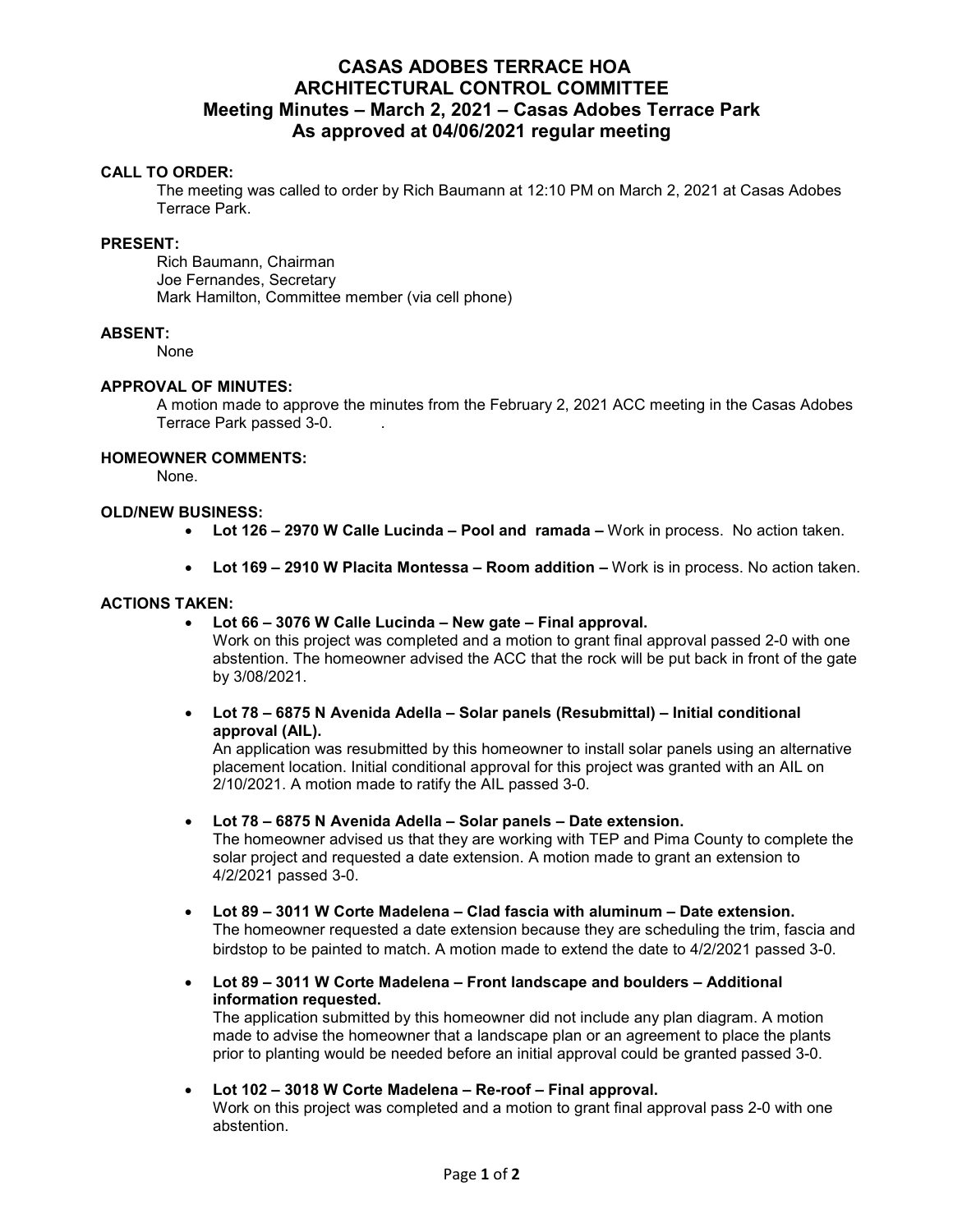# CASAS ADOBES TERRACE HOA
# ARCHITECTURAL CONTROL COMMITTEE
## Meeting Minutes – March 2, 2021 – Casas Adobes Terrace Park
## As approved at 04/06/2021 regular meeting

**CALL TO ORDER:**

The meeting was called to order by Rich Baumann at 12:10 PM on March 2, 2021 at Casas Adobes Terrace Park.

**PRESENT:**

Rich Baumann, Chairman
Joe Fernandes, Secretary
Mark Hamilton, Committee member (via cell phone)

**ABSENT:**

None

**APPROVAL OF MINUTES:**

A motion made to approve the minutes from the February 2, 2021 ACC meeting in the Casas Adobes Terrace Park passed 3-0.

**HOMEOWNER COMMENTS:**

None.

**OLD/NEW BUSINESS:**

- **Lot 126 – 2970 W Calle Lucinda – Pool and ramada –** Work in process. No action taken.
- **Lot 169 – 2910 W Placita Montessa – Room addition –** Work is in process. No action taken.

**ACTIONS TAKEN:**

- **Lot 66 – 3076 W Calle Lucinda – New gate – Final approval.**
  Work on this project was completed and a motion to grant final approval passed 2-0 with one abstention. The homeowner advised the ACC that the rock will be put back in front of the gate by 3/08/2021.

- **Lot 78 – 6875 N Avenida Adella – Solar panels (Resubmittal) – Initial conditional approval (AIL).**
  An application was resubmitted by this homeowner to install solar panels using an alternative placement location. Initial conditional approval for this project was granted with an AIL on 2/10/2021. A motion made to ratify the AIL passed 3-0.

- **Lot 78 – 6875 N Avenida Adella – Solar panels – Date extension.**
  The homeowner advised us that they are working with TEP and Pima County to complete the solar project and requested a date extension. A motion made to grant an extension to 4/2/2021 passed 3-0.

- **Lot 89 – 3011 W Corte Madelena – Clad fascia with aluminum – Date extension.**
  The homeowner requested a date extension because they are scheduling the trim, fascia and birdstop to be painted to match. A motion made to extend the date to 4/2/2021 passed 3-0.

- **Lot 89 – 3011 W Corte Madelena – Front landscape and boulders – Additional information requested.**
  The application submitted by this homeowner did not include any plan diagram. A motion made to advise the homeowner that a landscape plan or an agreement to place the plants prior to planting would be needed before an initial approval could be granted passed 3-0.

- **Lot 102 – 3018 W Corte Madelena – Re-roof – Final approval.**
  Work on this project was completed and a motion to grant final approval pass 2-0 with one abstention.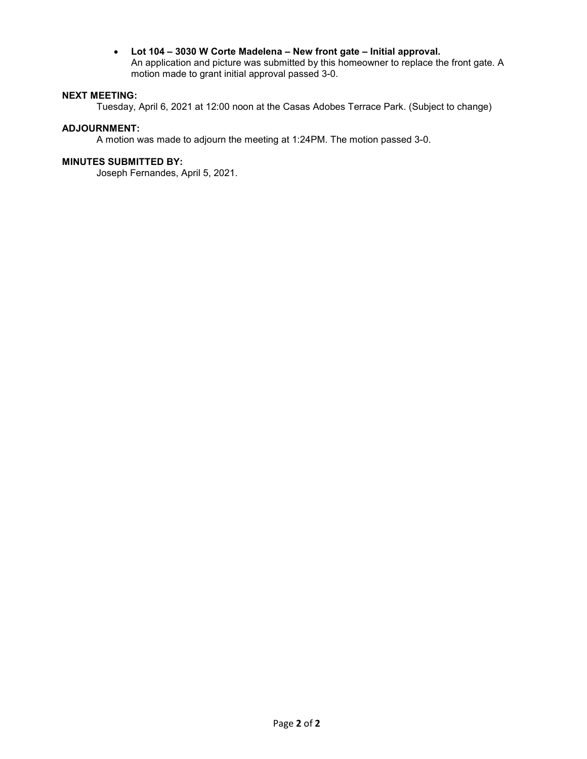- **Lot 104 – 3030 W Corte Madelena – New front gate – Initial approval.**
  An application and picture was submitted by this homeowner to replace the front gate. A motion made to grant initial approval passed 3-0.

**NEXT MEETING:**

Tuesday, April 6, 2021 at 12:00 noon at the Casas Adobes Terrace Park. (Subject to change)

**ADJOURNMENT:**

A motion was made to adjourn the meeting at 1:24PM. The motion passed 3-0.

**MINUTES SUBMITTED BY:**

Joseph Fernandes, April 5, 2021.